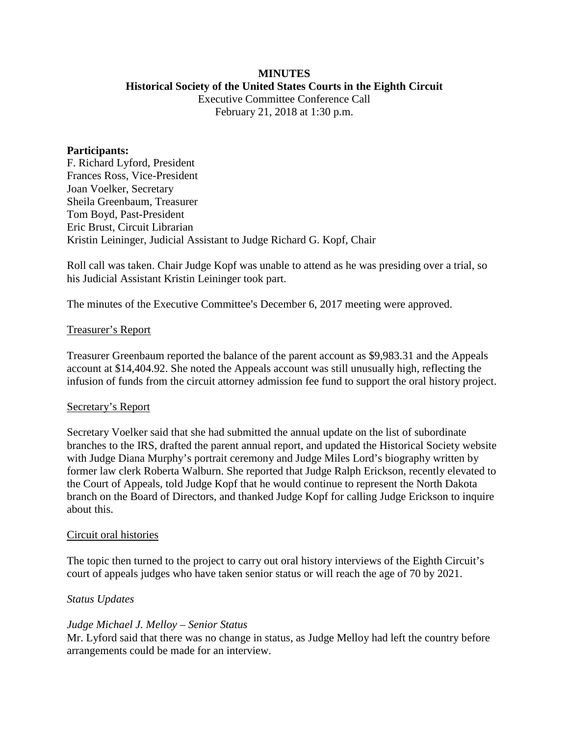**MINUTES**
**Historical Society of the United States Courts in the Eighth Circuit**
Executive Committee Conference Call
February 21, 2018 at 1:30 p.m.

**Participants:**
F. Richard Lyford, President
Frances Ross, Vice-President
Joan Voelker, Secretary
Sheila Greenbaum, Treasurer
Tom Boyd, Past-President
Eric Brust, Circuit Librarian
Kristin Leininger, Judicial Assistant to Judge Richard G. Kopf, Chair

Roll call was taken. Chair Judge Kopf was unable to attend as he was presiding over a trial, so his Judicial Assistant Kristin Leininger took part.

The minutes of the Executive Committee's December 6, 2017 meeting were approved.

Treasurer's Report

Treasurer Greenbaum reported the balance of the parent account as $9,983.31 and the Appeals account at $14,404.92. She noted the Appeals account was still unusually high, reflecting the infusion of funds from the circuit attorney admission fee fund to support the oral history project.

Secretary's Report

Secretary Voelker said that she had submitted the annual update on the list of subordinate branches to the IRS, drafted the parent annual report, and updated the Historical Society website with Judge Diana Murphy's portrait ceremony and Judge Miles Lord's biography written by former law clerk Roberta Walburn. She reported that Judge Ralph Erickson, recently elevated to the Court of Appeals, told Judge Kopf that he would continue to represent the North Dakota branch on the Board of Directors, and thanked Judge Kopf for calling Judge Erickson to inquire about this.

Circuit oral histories

The topic then turned to the project to carry out oral history interviews of the Eighth Circuit's court of appeals judges who have taken senior status or will reach the age of 70 by 2021.

*Status Updates*

*Judge Michael J. Melloy – Senior Status*
Mr. Lyford said that there was no change in status, as Judge Melloy had left the country before arrangements could be made for an interview.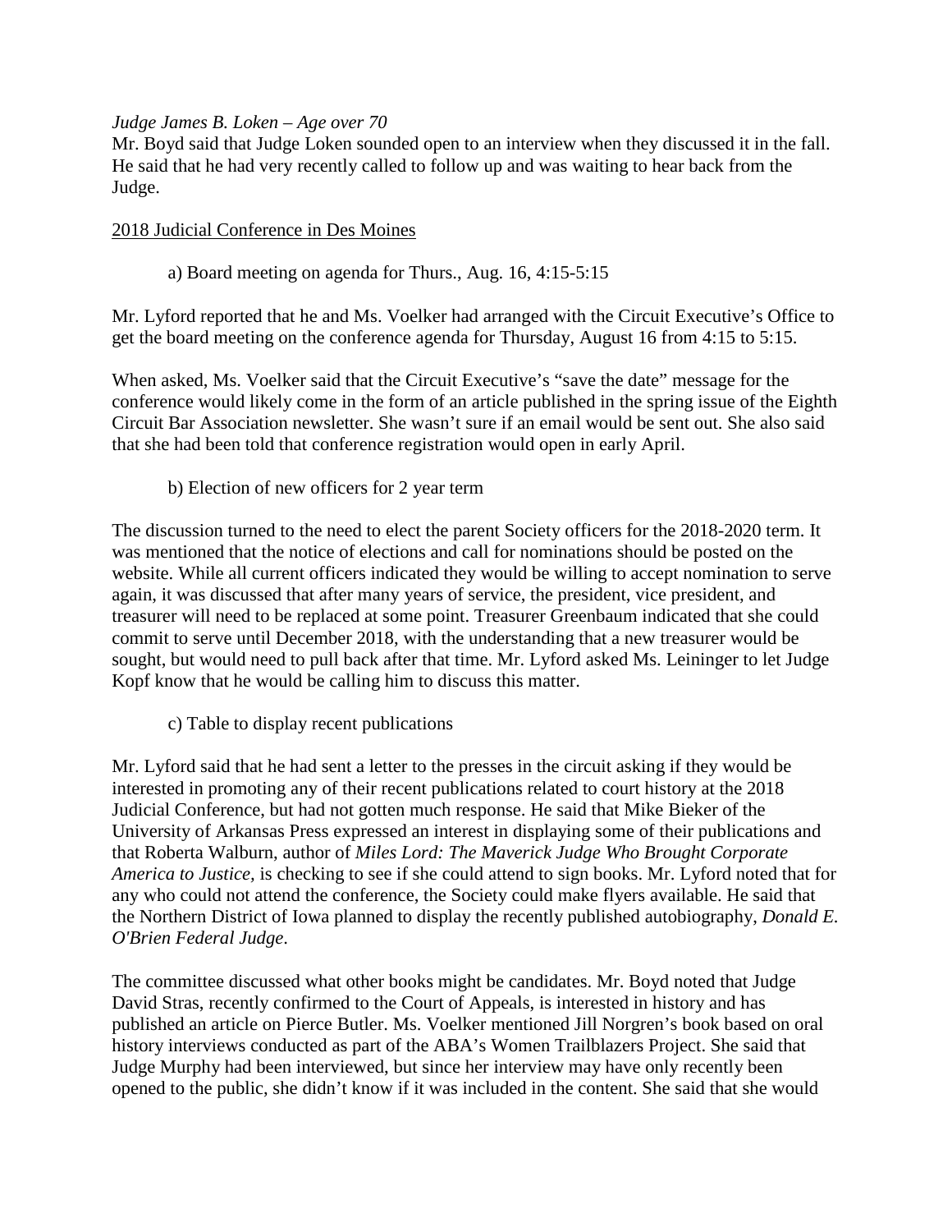*Judge James B. Loken – Age over 70*

Mr. Boyd said that Judge Loken sounded open to an interview when they discussed it in the fall. He said that he had very recently called to follow up and was waiting to hear back from the Judge.

<u>2018 Judicial Conference in Des Moines</u>

a) Board meeting on agenda for Thurs., Aug. 16, 4:15-5:15

Mr. Lyford reported that he and Ms. Voelker had arranged with the Circuit Executive's Office to get the board meeting on the conference agenda for Thursday, August 16 from 4:15 to 5:15.

When asked, Ms. Voelker said that the Circuit Executive's "save the date" message for the conference would likely come in the form of an article published in the spring issue of the Eighth Circuit Bar Association newsletter. She wasn't sure if an email would be sent out. She also said that she had been told that conference registration would open in early April.

b) Election of new officers for 2 year term

The discussion turned to the need to elect the parent Society officers for the 2018-2020 term. It was mentioned that the notice of elections and call for nominations should be posted on the website. While all current officers indicated they would be willing to accept nomination to serve again, it was discussed that after many years of service, the president, vice president, and treasurer will need to be replaced at some point. Treasurer Greenbaum indicated that she could commit to serve until December 2018, with the understanding that a new treasurer would be sought, but would need to pull back after that time. Mr. Lyford asked Ms. Leininger to let Judge Kopf know that he would be calling him to discuss this matter.

c) Table to display recent publications

Mr. Lyford said that he had sent a letter to the presses in the circuit asking if they would be interested in promoting any of their recent publications related to court history at the 2018 Judicial Conference, but had not gotten much response. He said that Mike Bieker of the University of Arkansas Press expressed an interest in displaying some of their publications and that Roberta Walburn, author of *Miles Lord: The Maverick Judge Who Brought Corporate America to Justice*, is checking to see if she could attend to sign books. Mr. Lyford noted that for any who could not attend the conference, the Society could make flyers available. He said that the Northern District of Iowa planned to display the recently published autobiography, *Donald E. O'Brien Federal Judge*.

The committee discussed what other books might be candidates. Mr. Boyd noted that Judge David Stras, recently confirmed to the Court of Appeals, is interested in history and has published an article on Pierce Butler. Ms. Voelker mentioned Jill Norgren's book based on oral history interviews conducted as part of the ABA's Women Trailblazers Project. She said that Judge Murphy had been interviewed, but since her interview may have only recently been opened to the public, she didn't know if it was included in the content. She said that she would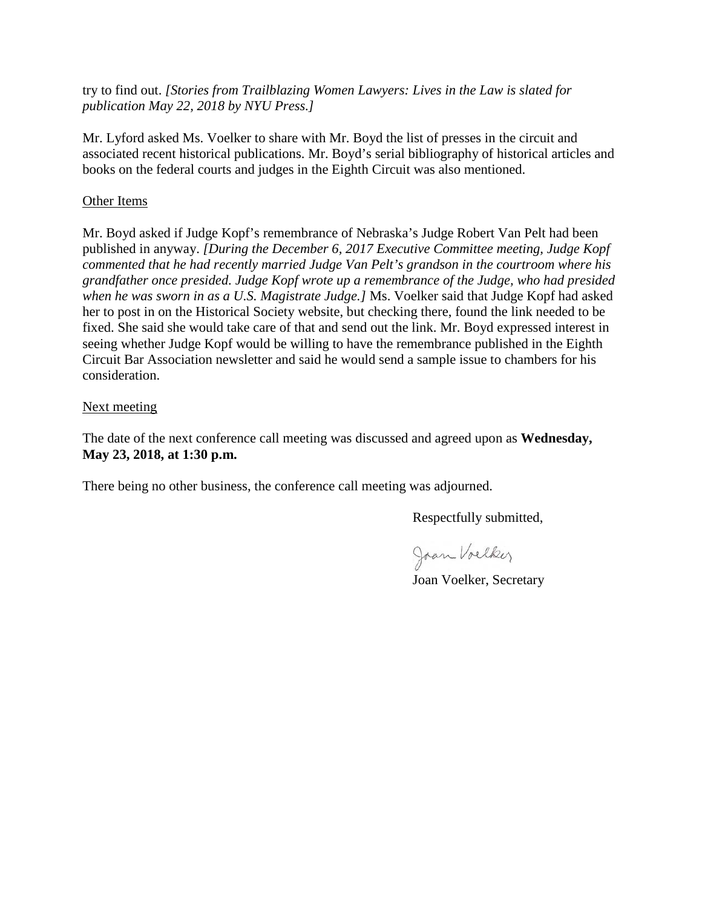try to find out. *[Stories from Trailblazing Women Lawyers: Lives in the Law is slated for publication May 22, 2018 by NYU Press.]*

Mr. Lyford asked Ms. Voelker to share with Mr. Boyd the list of presses in the circuit and associated recent historical publications. Mr. Boyd's serial bibliography of historical articles and books on the federal courts and judges in the Eighth Circuit was also mentioned.

<u>Other Items</u>

Mr. Boyd asked if Judge Kopf's remembrance of Nebraska's Judge Robert Van Pelt had been published in anyway. *[During the December 6, 2017 Executive Committee meeting, Judge Kopf commented that he had recently married Judge Van Pelt's grandson in the courtroom where his grandfather once presided. Judge Kopf wrote up a remembrance of the Judge, who had presided when he was sworn in as a U.S. Magistrate Judge.]* Ms. Voelker said that Judge Kopf had asked her to post in on the Historical Society website, but checking there, found the link needed to be fixed. She said she would take care of that and send out the link. Mr. Boyd expressed interest in seeing whether Judge Kopf would be willing to have the remembrance published in the Eighth Circuit Bar Association newsletter and said he would send a sample issue to chambers for his consideration.

<u>Next meeting</u>

The date of the next conference call meeting was discussed and agreed upon as **Wednesday, May 23, 2018, at 1:30 p.m.**

There being no other business, the conference call meeting was adjourned.

Respectfully submitted,

Joan Voelker

Joan Voelker, Secretary